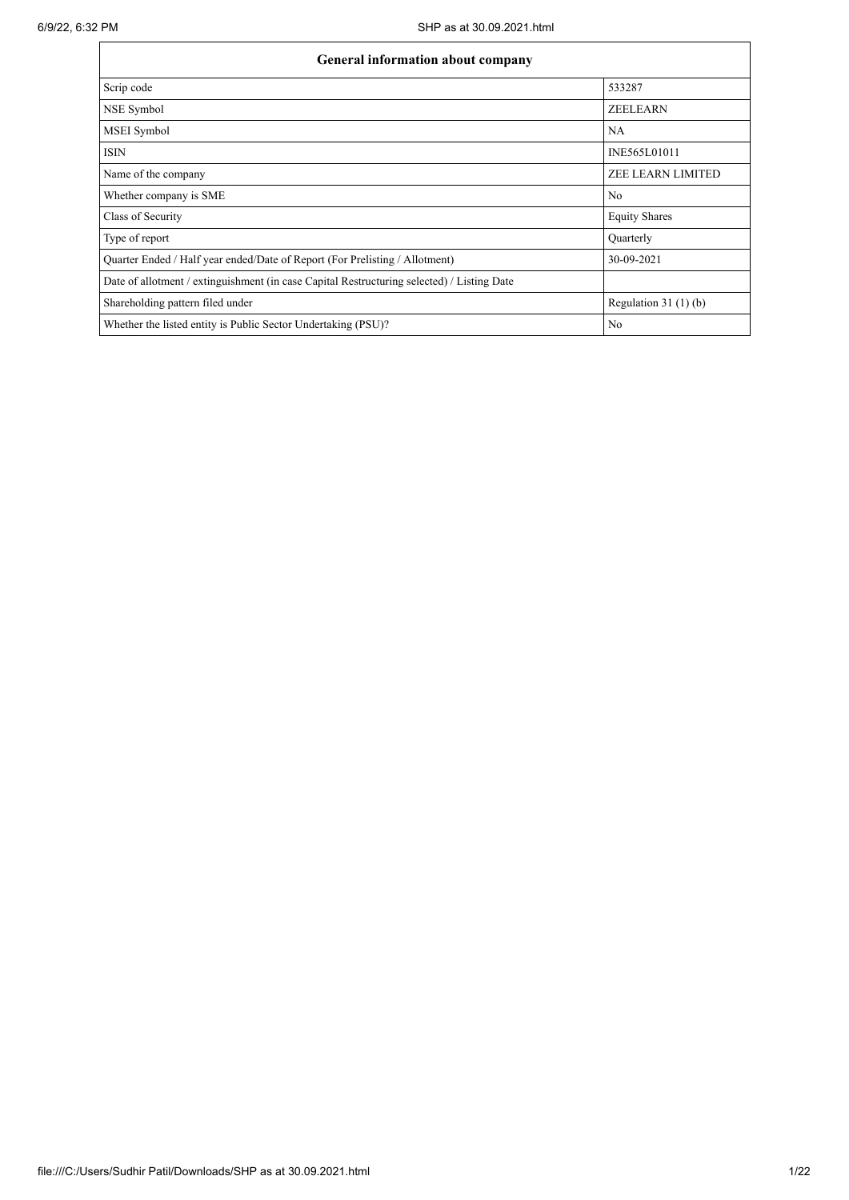| General information about company | |
| --- | --- |
| Scrip code | 533287 |
| NSE Symbol | ZEELEARN |
| MSEI Symbol | NA |
| ISIN | INE565L01011 |
| Name of the company | ZEE LEARN LIMITED |
| Whether company is SME | No |
| Class of Security | Equity Shares |
| Type of report | Quarterly |
| Quarter Ended / Half year ended/Date of Report (For Prelisting / Allotment) | 30-09-2021 |
| Date of allotment / extinguishment (in case Capital Restructuring selected) / Listing Date | |
| Shareholding pattern filed under | Regulation 31 (1) (b) |
| Whether the listed entity is Public Sector Undertaking (PSU)? | No |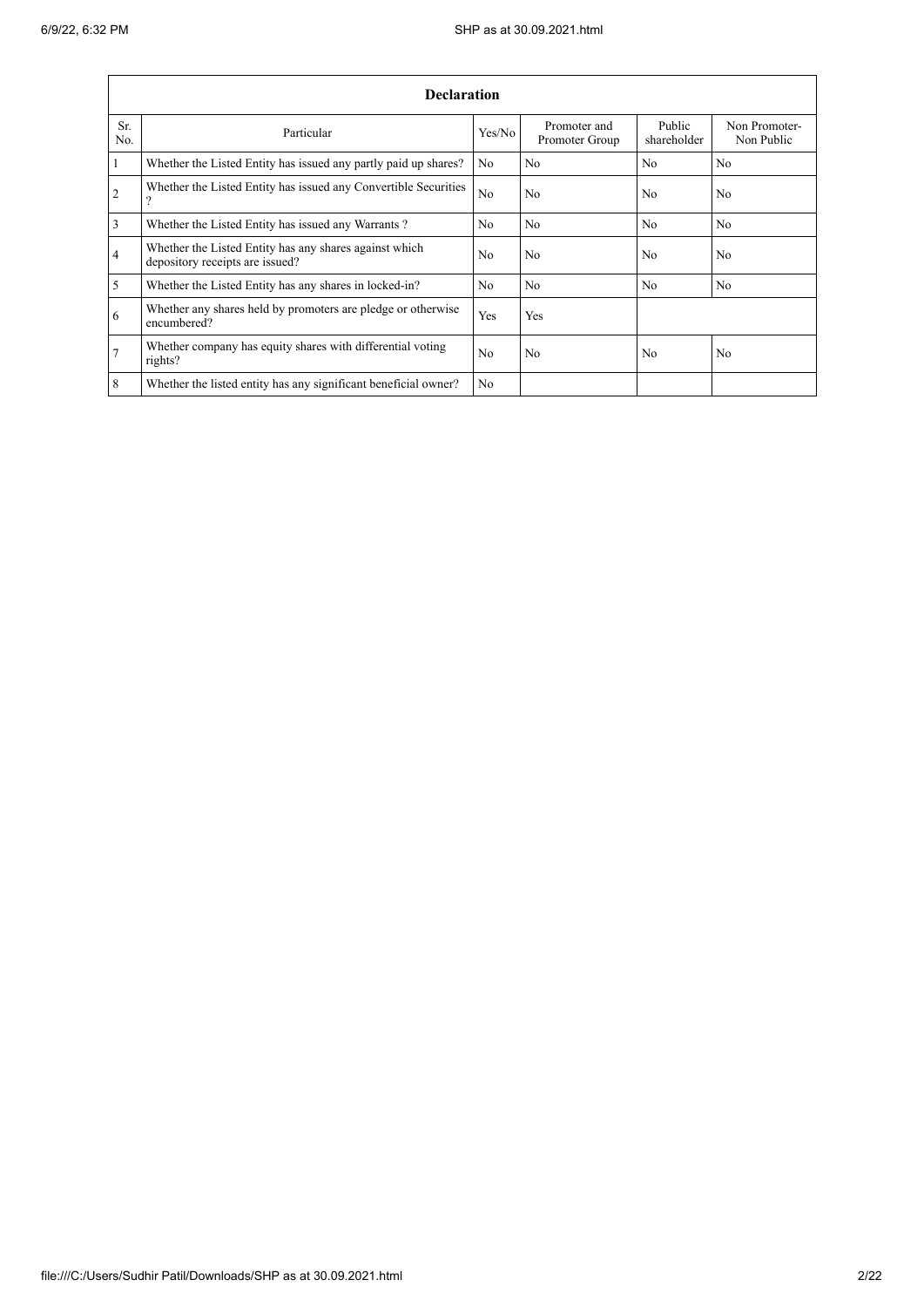| Declaration | | | | | |
|---|---|---|---|---|---|
| Sr. No. | Particular | Yes/No | Promoter and Promoter Group | Public shareholder | Non Promoter- Non Public |
| 1 | Whether the Listed Entity has issued any partly paid up shares? | No | No | No | No |
| 2 | Whether the Listed Entity has issued any Convertible Securities ? | No | No | No | No |
| 3 | Whether the Listed Entity has issued any Warrants ? | No | No | No | No |
| 4 | Whether the Listed Entity has any shares against which depository receipts are issued? | No | No | No | No |
| 5 | Whether the Listed Entity has any shares in locked-in? | No | No | No | No |
| 6 | Whether any shares held by promoters are pledge or otherwise encumbered? | Yes | Yes | | |
| 7 | Whether company has equity shares with differential voting rights? | No | No | No | No |
| 8 | Whether the listed entity has any significant beneficial owner? | No | | | |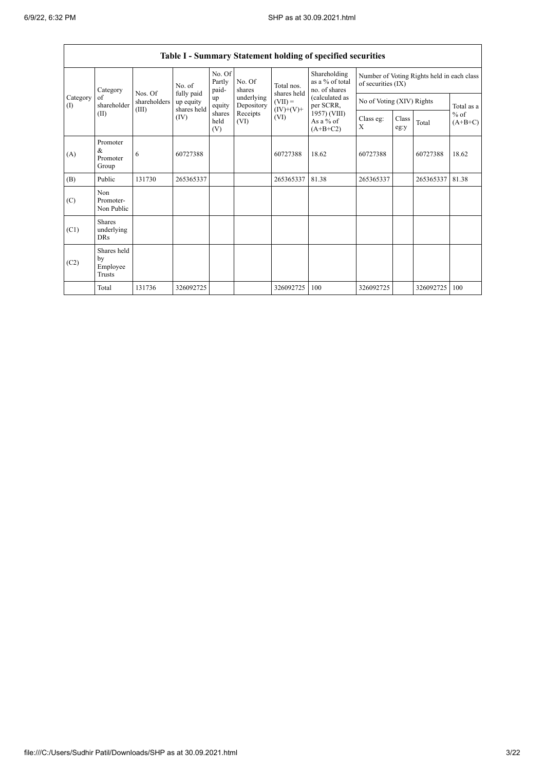## Table I - Summary Statement holding of specified securities

| Category (I) | Category of shareholder (II) | Nos. Of shareholders (III) | No. of fully paid up equity shares held (IV) | No. Of Partly paid-up equity shares held (V) | No. Of shares underlying Depository Receipts (VI) | Total nos. shares held (VII) = (IV)+(V)+ (VI) | Shareholding as a % of total no. of shares (calculated as per SCRR, 1957) (VIII) As a % of (A+B+C2) | Number of Voting Rights held in each class of securities (IX) | | | |
|---|---|---|---|---|---|---|---|---|---|---|---|
| | | | | | | | | No of Voting (XIV) Rights | | | Total as a % of (A+B+C) |
| | | | | | | | | Class eg: X | Class eg:y | Total | |
| (A) | Promoter & Promoter Group | 6 | 60727388 | | | 60727388 | 18.62 | 60727388 | | 60727388 | 18.62 |
| (B) | Public | 131730 | 265365337 | | | 265365337 | 81.38 | 265365337 | | 265365337 | 81.38 |
| (C) | Non Promoter- Non Public | | | | | | | | | | |
| (C1) | Shares underlying DRs | | | | | | | | | | |
| (C2) | Shares held by Employee Trusts | | | | | | | | | | |
| | Total | 131736 | 326092725 | | | 326092725 | 100 | 326092725 | | 326092725 | 100 |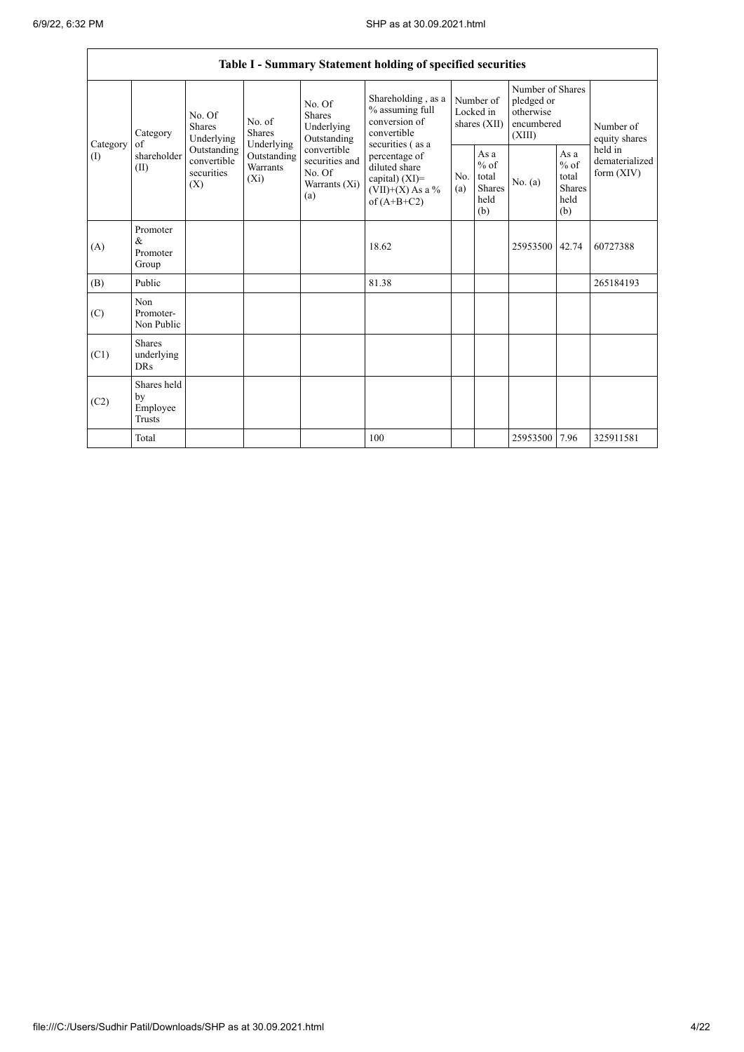## Table I - Summary Statement holding of specified securities

| Category (I) | Category of shareholder (II) | No. Of Shares Underlying Outstanding convertible securities (X) | No. of Shares Underlying Outstanding Warrants (Xi) | No. Of Shares Underlying Outstanding convertible securities and No. Of Warrants (Xi) (a) | Shareholding , as a % assuming full conversion of convertible securities ( as a percentage of diluted share capital) (XI)= (VII)+(X) As a % of (A+B+C2) | Number of Locked in shares (XII) | | Number of Shares pledged or otherwise encumbered (XIII) | | Number of equity shares held in dematerialized form (XIV) |
|---|---|---|---|---|---|---|---|---|---|---|
| | | | | | | No. (a) | As a % of total Shares held (b) | No. (a) | As a % of total Shares held (b) | |
| (A) | Promoter & Promoter Group | | | | 18.62 | | | 25953500 | 42.74 | 60727388 |
| (B) | Public | | | | 81.38 | | | | | 265184193 |
| (C) | Non Promoter- Non Public | | | | | | | | | |
| (C1) | Shares underlying DRs | | | | | | | | | |
| (C2) | Shares held by Employee Trusts | | | | | | | | | |
| | Total | | | | 100 | | | 25953500 | 7.96 | 325911581 |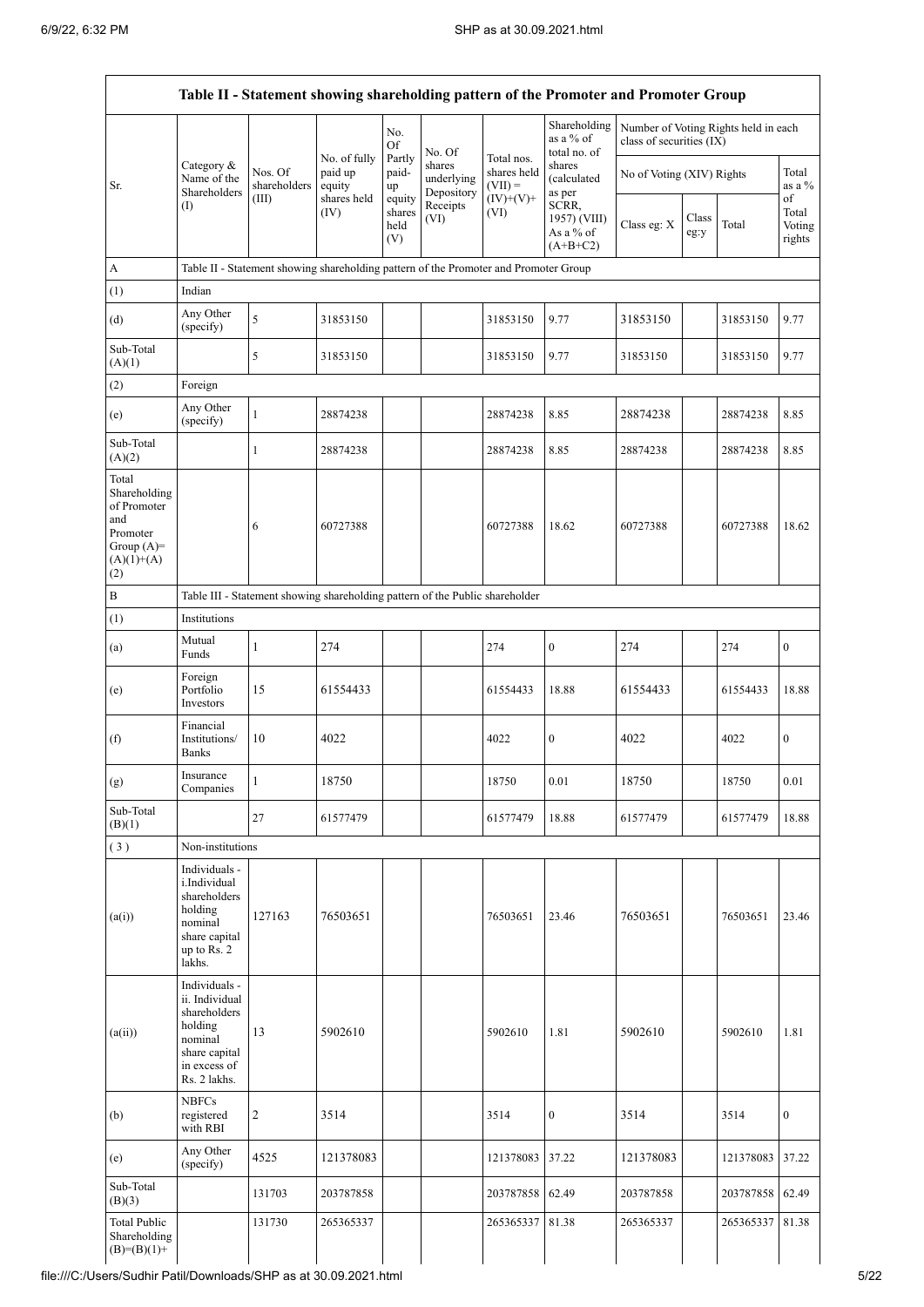| Table II - Statement showing shareholding pattern of the Promoter and Promoter Group | | | | | | | | | | | | |
|---|---|---|---|---|---|---|---|---|---|---|---|---|
| Sr. | Category & Name of the Shareholders (I) | Nos. Of shareholders (III) | No. of fully paid up equity shares held (IV) | No. Of Partly paid-up equity shares held (V) | No. Of shares underlying Depository Receipts (VI) | Total nos. shares held (VII) = (IV)+(V)+ (VI) | Shareholding as a % of total no. of shares (calculated as per SCRR, 1957) (VIII) As a % of (A+B+C2) | Number of Voting Rights held in each class of securities (IX) | | | |
| | | | | | | | | No of Voting (XIV) Rights | | | Total as a % of Total Voting rights |
| | | | | | | | | Class eg: X | Class eg:y | Total | |
| A | Table II - Statement showing shareholding pattern of the Promoter and Promoter Group | | | | | | | | | | |
| (1) | Indian | | | | | | | | | | |
| (d) | Any Other (specify) | 5 | 31853150 | | | 31853150 | 9.77 | 31853150 | | 31853150 | 9.77 |
| Sub-Total (A)(1) | | 5 | 31853150 | | | 31853150 | 9.77 | 31853150 | | 31853150 | 9.77 |
| (2) | Foreign | | | | | | | | | | |
| (e) | Any Other (specify) | 1 | 28874238 | | | 28874238 | 8.85 | 28874238 | | 28874238 | 8.85 |
| Sub-Total (A)(2) | | 1 | 28874238 | | | 28874238 | 8.85 | 28874238 | | 28874238 | 8.85 |
| Total Shareholding of Promoter and Promoter Group (A)= (A)(1)+(A)(2) | | 6 | 60727388 | | | 60727388 | 18.62 | 60727388 | | 60727388 | 18.62 |
| B | Table III - Statement showing shareholding pattern of the Public shareholder | | | | | | | | | | |
| (1) | Institutions | | | | | | | | | | |
| (a) | Mutual Funds | 1 | 274 | | | 274 | 0 | 274 | | 274 | 0 |
| (e) | Foreign Portfolio Investors | 15 | 61554433 | | | 61554433 | 18.88 | 61554433 | | 61554433 | 18.88 |
| (f) | Financial Institutions/ Banks | 10 | 4022 | | | 4022 | 0 | 4022 | | 4022 | 0 |
| (g) | Insurance Companies | 1 | 18750 | | | 18750 | 0.01 | 18750 | | 18750 | 0.01 |
| Sub-Total (B)(1) | | 27 | 61577479 | | | 61577479 | 18.88 | 61577479 | | 61577479 | 18.88 |
| (3) | Non-institutions | | | | | | | | | | |
| (a(i)) | Individuals - i.Individual shareholders holding nominal share capital up to Rs. 2 lakhs. | 127163 | 76503651 | | | 76503651 | 23.46 | 76503651 | | 76503651 | 23.46 |
| (a(ii)) | Individuals - ii. Individual shareholders holding nominal share capital in excess of Rs. 2 lakhs. | 13 | 5902610 | | | 5902610 | 1.81 | 5902610 | | 5902610 | 1.81 |
| (b) | NBFCs registered with RBI | 2 | 3514 | | | 3514 | 0 | 3514 | | 3514 | 0 |
| (e) | Any Other (specify) | 4525 | 121378083 | | | 121378083 | 37.22 | 121378083 | | 121378083 | 37.22 |
| Sub-Total (B)(3) | | 131703 | 203787858 | | | 203787858 | 62.49 | 203787858 | | 203787858 | 62.49 |
| Total Public Shareholding (B)=(B)(1)+ | | 131730 | 265365337 | | | 265365337 | 81.38 | 265365337 | | 265365337 | 81.38 |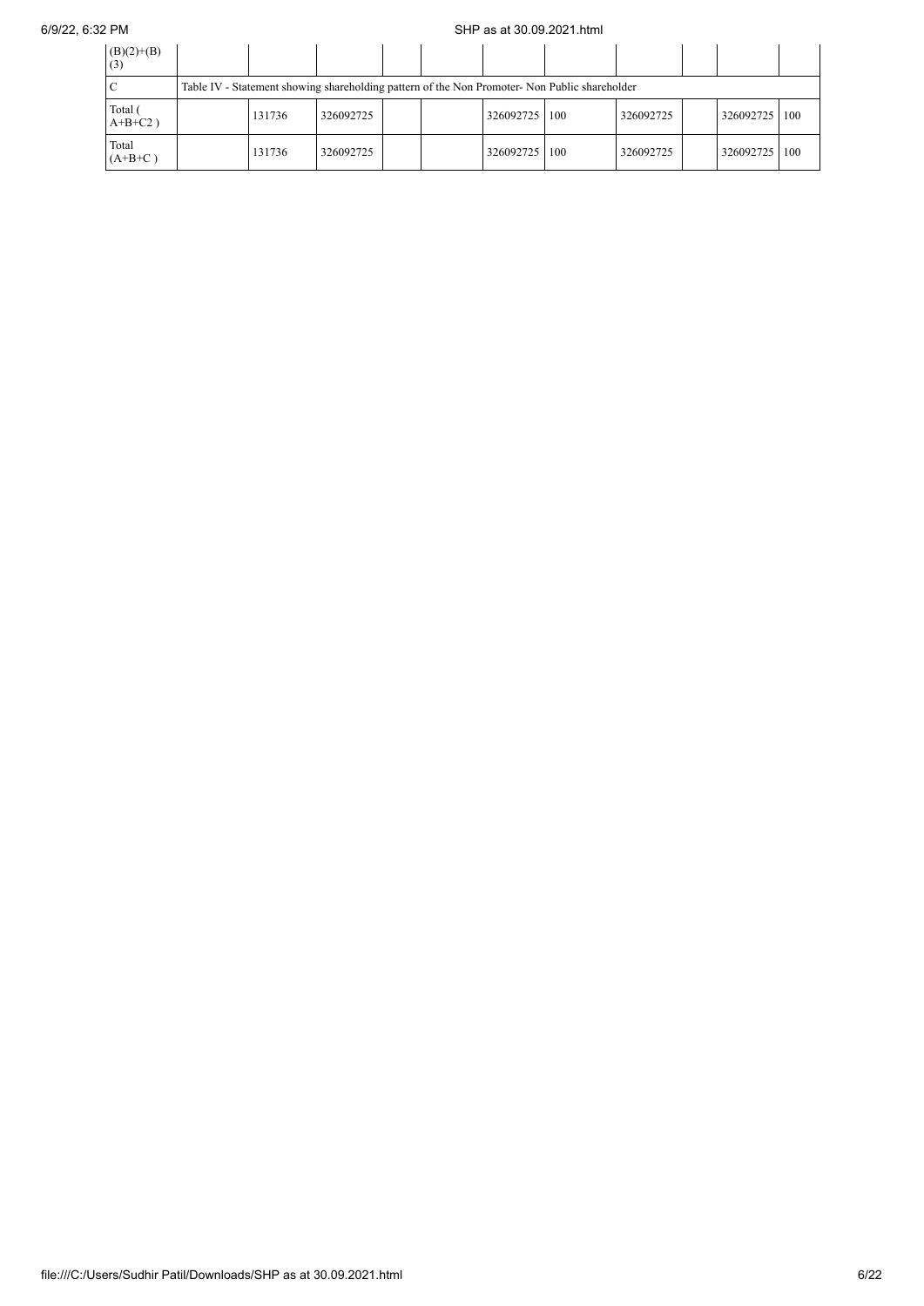| (B)(2)+(B)(3) | | | | | | | | | | | |
|---|---|---|---|---|---|---|---|---|---|---|---|
| C | Table IV - Statement showing shareholding pattern of the Non Promoter- Non Public shareholder | | | | | | | | | | |
| Total ( A+B+C2 ) | | 131736 | 326092725 | | | 326092725 | 100 | 326092725 | | 326092725 | 100 |
| Total (A+B+C ) | | 131736 | 326092725 | | | 326092725 | 100 | 326092725 | | 326092725 | 100 |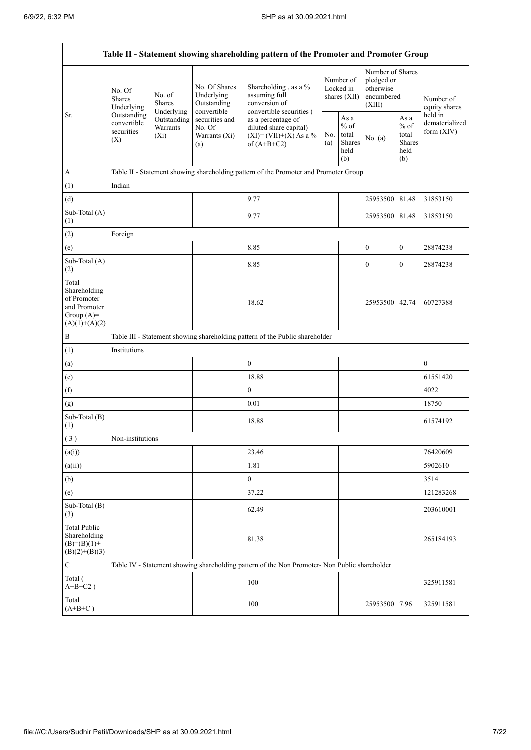| Table II - Statement showing shareholding pattern of the Promoter and Promoter Group | | | | | | | | | |
|---|---|---|---|---|---|---|---|---|---|
| Sr. | No. Of Shares Underlying Outstanding convertible securities (X) | No. of Shares Underlying Outstanding Warrants (Xi) | No. Of Shares Underlying Outstanding convertible securities and No. Of Warrants (Xi) (a) | Shareholding , as a % assuming full conversion of convertible securities ( as a percentage of diluted share capital) (XI)= (VII)+(X) As a % of (A+B+C2) | Number of Locked in shares (XII) | | Number of Shares pledged or otherwise encumbered (XIII) | | Number of equity shares held in dematerialized form (XIV) |
| | | | | | No. (a) | As a % of total Shares held (b) | No. (a) | As a % of total Shares held (b) | |
| A | Table II - Statement showing shareholding pattern of the Promoter and Promoter Group | | | | | | | | |
| (1) | Indian | | | | | | | | |
| (d) | | | | 9.77 | | | 25953500 | 81.48 | 31853150 |
| Sub-Total (A) (1) | | | | 9.77 | | | 25953500 | 81.48 | 31853150 |
| (2) | Foreign | | | | | | | | |
| (e) | | | | 8.85 | | | 0 | 0 | 28874238 |
| Sub-Total (A) (2) | | | | 8.85 | | | 0 | 0 | 28874238 |
| Total Shareholding of Promoter and Promoter Group (A)= (A)(1)+(A)(2) | | | | 18.62 | | | 25953500 | 42.74 | 60727388 |
| B | Table III - Statement showing shareholding pattern of the Public shareholder | | | | | | | | |
| (1) | Institutions | | | | | | | | |
| (a) | | | | 0 | | | | | 0 |
| (e) | | | | 18.88 | | | | | 61551420 |
| (f) | | | | 0 | | | | | 4022 |
| (g) | | | | 0.01 | | | | | 18750 |
| Sub-Total (B) (1) | | | | 18.88 | | | | | 61574192 |
| ( 3 ) | Non-institutions | | | | | | | | |
| (a(i)) | | | | 23.46 | | | | | 76420609 |
| (a(ii)) | | | | 1.81 | | | | | 5902610 |
| (b) | | | | 0 | | | | | 3514 |
| (e) | | | | 37.22 | | | | | 121283268 |
| Sub-Total (B) (3) | | | | 62.49 | | | | | 203610001 |
| Total Public Shareholding (B)=(B)(1)+ (B)(2)+(B)(3) | | | | 81.38 | | | | | 265184193 |
| C | Table IV - Statement showing shareholding pattern of the Non Promoter- Non Public shareholder | | | | | | | | |
| Total ( A+B+C2 ) | | | | 100 | | | | | 325911581 |
| Total (A+B+C ) | | | | 100 | | | 25953500 | 7.96 | 325911581 |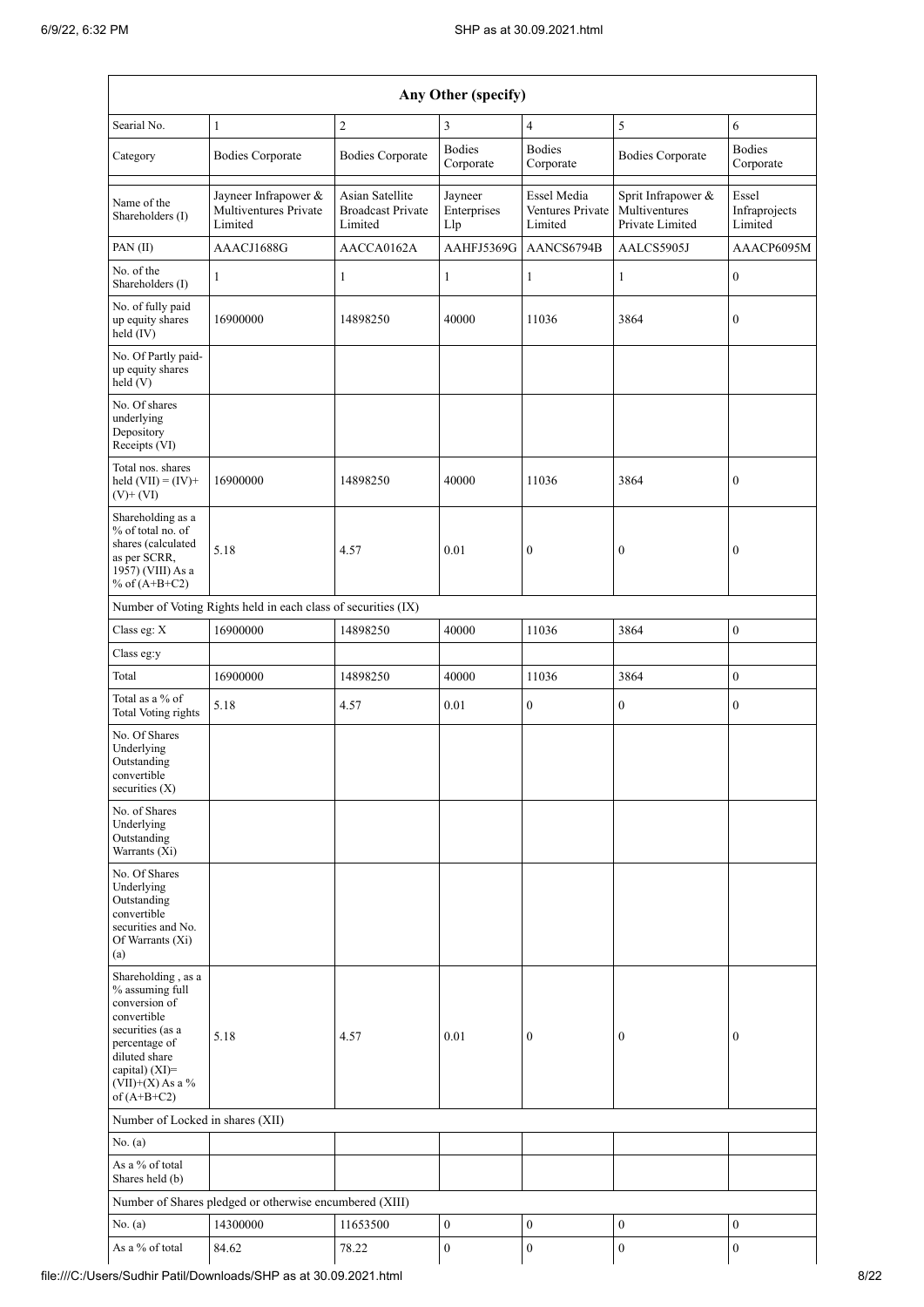| Any Other (specify) | | | | | | |
|---|---|---|---|---|---|---|
| Searial No. | 1 | 2 | 3 | 4 | 5 | 6 |
| Category | Bodies Corporate | Bodies Corporate | Bodies Corporate | Bodies Corporate | Bodies Corporate | Bodies Corporate |
| Name of the Shareholders (I) | Jayneer Infrapower & Multiventures Private Limited | Asian Satellite Broadcast Private Limited | Jayneer Enterprises Llp | Essel Media Ventures Private Limited | Sprit Infrapower & Multiventures Private Limited | Essel Infraprojects Limited |
| PAN (II) | AAACJ1688G | AACCA0162A | AAHFJ5369G | AANCS6794B | AALCS5905J | AAACP6095M |
| No. of the Shareholders (I) | 1 | 1 | 1 | 1 | 1 | 0 |
| No. of fully paid up equity shares held (IV) | 16900000 | 14898250 | 40000 | 11036 | 3864 | 0 |
| No. Of Partly paid-up equity shares held (V) | | | | | | |
| No. Of shares underlying Depository Receipts (VI) | | | | | | |
| Total nos. shares held (VII) = (IV)+ (V)+ (VI) | 16900000 | 14898250 | 40000 | 11036 | 3864 | 0 |
| Shareholding as a % of total no. of shares (calculated as per SCRR, 1957) (VIII) As a % of (A+B+C2) | 5.18 | 4.57 | 0.01 | 0 | 0 | 0 |
| Number of Voting Rights held in each class of securities (IX) | | | | | | |
| Class eg: X | 16900000 | 14898250 | 40000 | 11036 | 3864 | 0 |
| Class eg:y | | | | | | |
| Total | 16900000 | 14898250 | 40000 | 11036 | 3864 | 0 |
| Total as a % of Total Voting rights | 5.18 | 4.57 | 0.01 | 0 | 0 | 0 |
| No. Of Shares Underlying Outstanding convertible securities (X) | | | | | | |
| No. of Shares Underlying Outstanding Warrants (Xi) | | | | | | |
| No. Of Shares Underlying Outstanding convertible securities and No. Of Warrants (Xi) (a) | | | | | | |
| Shareholding , as a % assuming full conversion of convertible securities (as a percentage of diluted share capital) (XI)= (VII)+(X) As a % of (A+B+C2) | 5.18 | 4.57 | 0.01 | 0 | 0 | 0 |
| Number of Locked in shares (XII) | | | | | | |
| No. (a) | | | | | | |
| As a % of total Shares held (b) | | | | | | |
| Number of Shares pledged or otherwise encumbered (XIII) | | | | | | |
| No. (a) | 14300000 | 11653500 | 0 | 0 | 0 | 0 |
| As a % of total | 84.62 | 78.22 | 0 | 0 | 0 | 0 |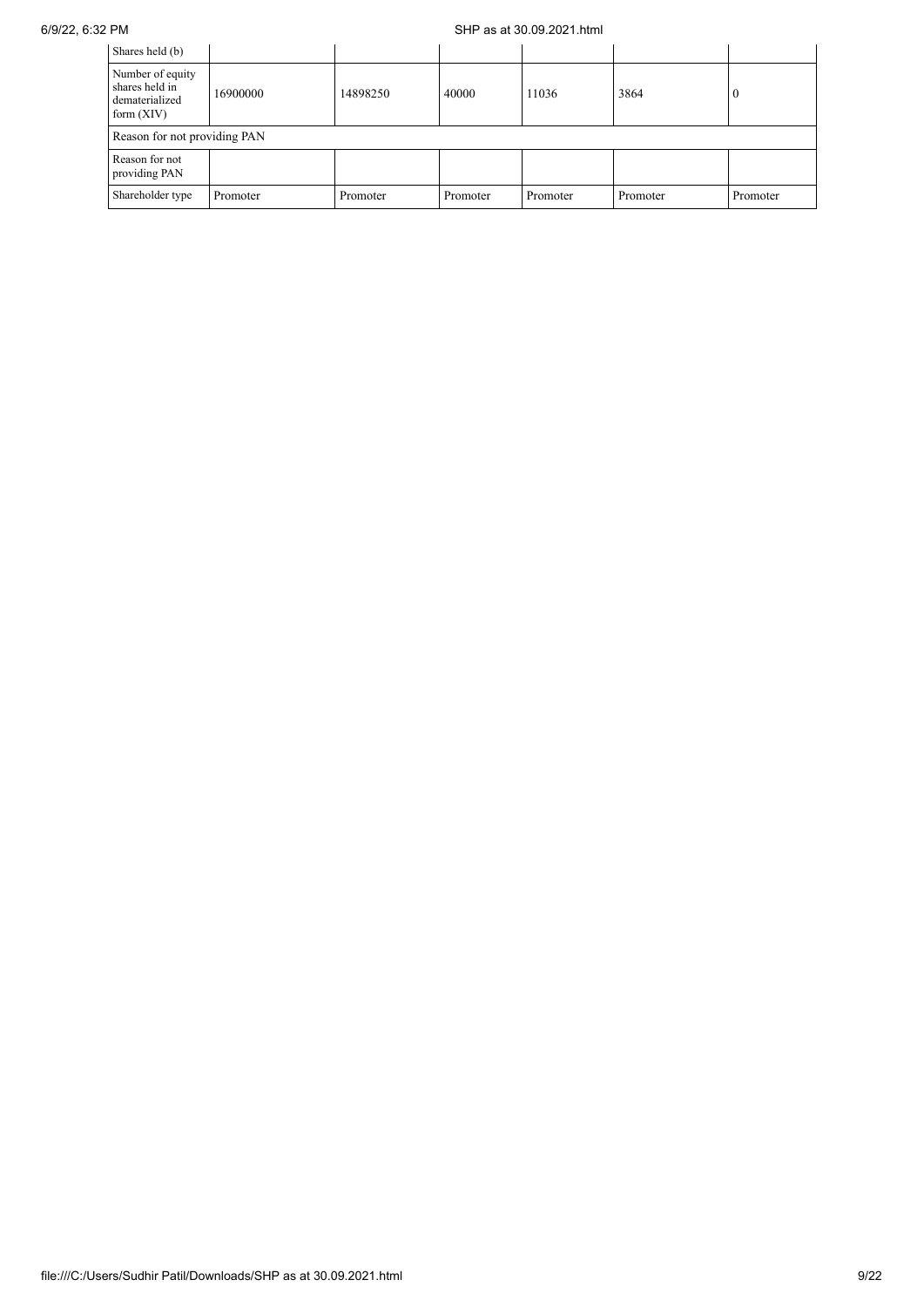| Shares held (b) | | | | | | |
|---|---|---|---|---|---|---|
| Number of equity shares held in dematerialized form (XIV) | 16900000 | 14898250 | 40000 | 11036 | 3864 | 0 |
| Reason for not providing PAN | | | | | | |
| Reason for not providing PAN | | | | | | |
| Shareholder type | Promoter | Promoter | Promoter | Promoter | Promoter | Promoter |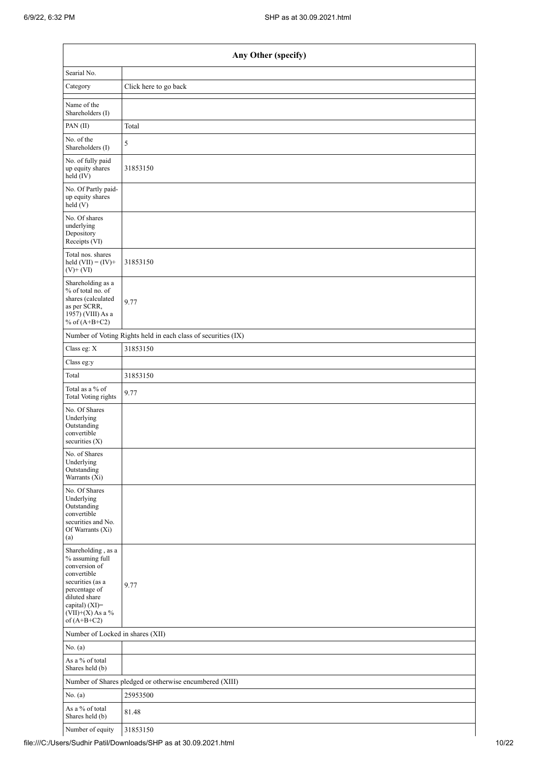| Any Other (specify) | |
|---|---|
| Searial No. | |
| Category | Click here to go back |
| Name of the Shareholders (I) | |
| PAN (II) | Total |
| No. of the Shareholders (I) | 5 |
| No. of fully paid up equity shares held (IV) | 31853150 |
| No. Of Partly paid-up equity shares held (V) | |
| No. Of shares underlying Depository Receipts (VI) | |
| Total nos. shares held (VII) = (IV)+ (V)+ (VI) | 31853150 |
| Shareholding as a % of total no. of shares (calculated as per SCRR, 1957) (VIII) As a % of (A+B+C2) | 9.77 |
| Number of Voting Rights held in each class of securities (IX) | |
| Class eg: X | 31853150 |
| Class eg:y | |
| Total | 31853150 |
| Total as a % of Total Voting rights | 9.77 |
| No. Of Shares Underlying Outstanding convertible securities (X) | |
| No. of Shares Underlying Outstanding Warrants (Xi) | |
| No. Of Shares Underlying Outstanding convertible securities and No. Of Warrants (Xi) (a) | |
| Shareholding , as a % assuming full conversion of convertible securities (as a percentage of diluted share capital) (XI)= (VII)+(X) As a % of (A+B+C2) | 9.77 |
| Number of Locked in shares (XII) | |
| No. (a) | |
| As a % of total Shares held (b) | |
| Number of Shares pledged or otherwise encumbered (XIII) | |
| No. (a) | 25953500 |
| As a % of total Shares held (b) | 81.48 |
| Number of equity | 31853150 |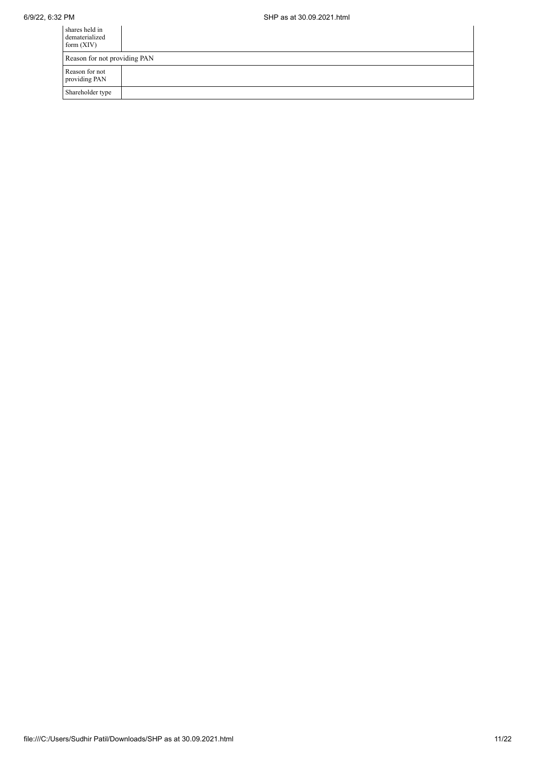| shares held in dematerialized form (XIV) | |
|---|---|
| Reason for not providing PAN | |
| Reason for not providing PAN | |
| Shareholder type | |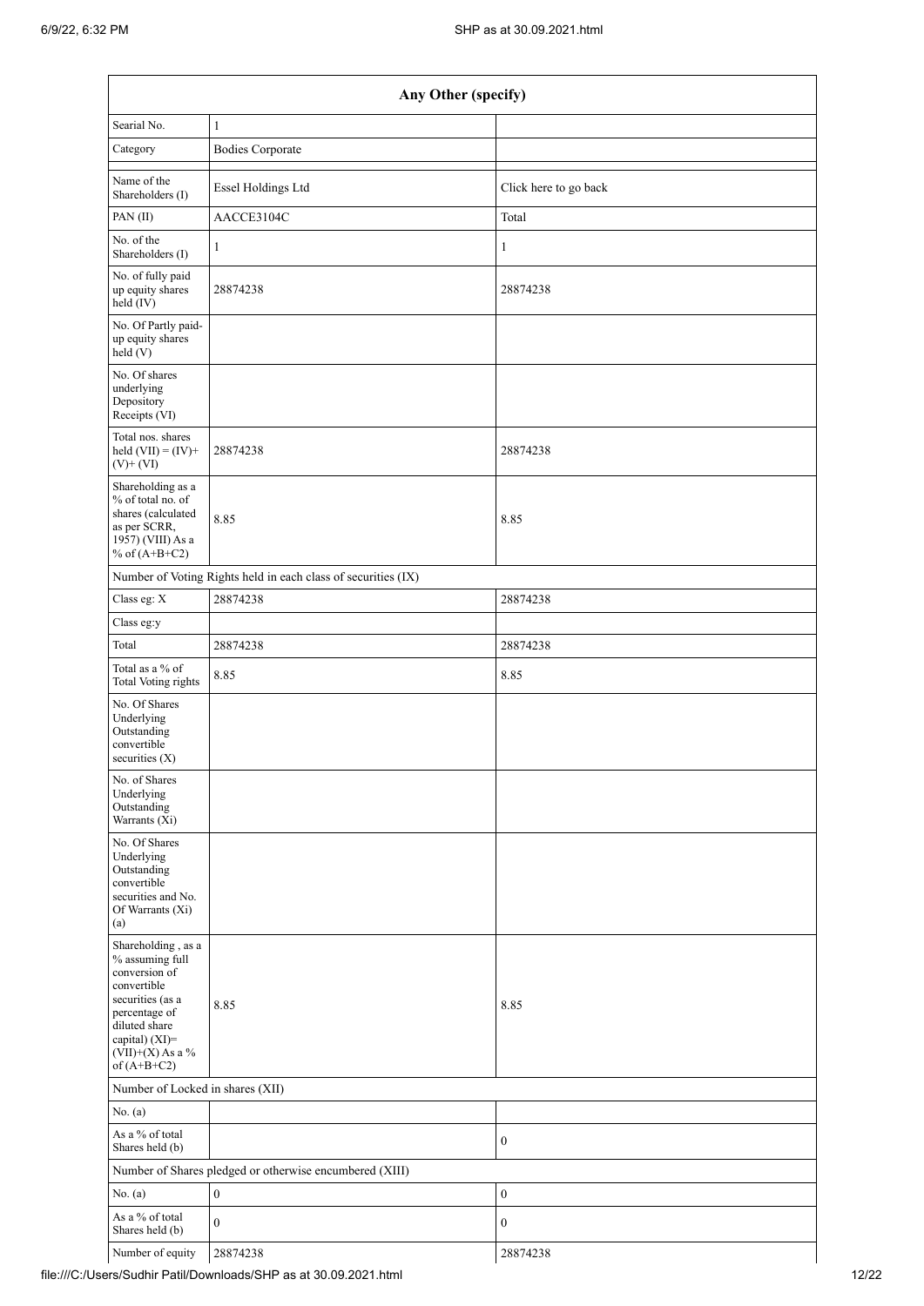| Any Other (specify) | | |
|---|---|---|
| Searial No. | 1 | |
| Category | Bodies Corporate | |
| Name of the Shareholders (I) | Essel Holdings Ltd | Click here to go back |
| PAN (II) | AACCE3104C | Total |
| No. of the Shareholders (I) | 1 | 1 |
| No. of fully paid up equity shares held (IV) | 28874238 | 28874238 |
| No. Of Partly paid-up equity shares held (V) | | |
| No. Of shares underlying Depository Receipts (VI) | | |
| Total nos. shares held (VII) = (IV)+ (V)+ (VI) | 28874238 | 28874238 |
| Shareholding as a % of total no. of shares (calculated as per SCRR, 1957) (VIII) As a % of (A+B+C2) | 8.85 | 8.85 |
| Number of Voting Rights held in each class of securities (IX) | | |
| Class eg: X | 28874238 | 28874238 |
| Class eg:y | | |
| Total | 28874238 | 28874238 |
| Total as a % of Total Voting rights | 8.85 | 8.85 |
| No. Of Shares Underlying Outstanding convertible securities (X) | | |
| No. of Shares Underlying Outstanding Warrants (Xi) | | |
| No. Of Shares Underlying Outstanding convertible securities and No. Of Warrants (Xi) (a) | | |
| Shareholding , as a % assuming full conversion of convertible securities (as a percentage of diluted share capital) (XI)= (VII)+(X) As a % of (A+B+C2) | 8.85 | 8.85 |
| Number of Locked in shares (XII) | | |
| No. (a) | | |
| As a % of total Shares held (b) | | 0 |
| Number of Shares pledged or otherwise encumbered (XIII) | | |
| No. (a) | 0 | 0 |
| As a % of total Shares held (b) | 0 | 0 |
| Number of equity | 28874238 | 28874238 |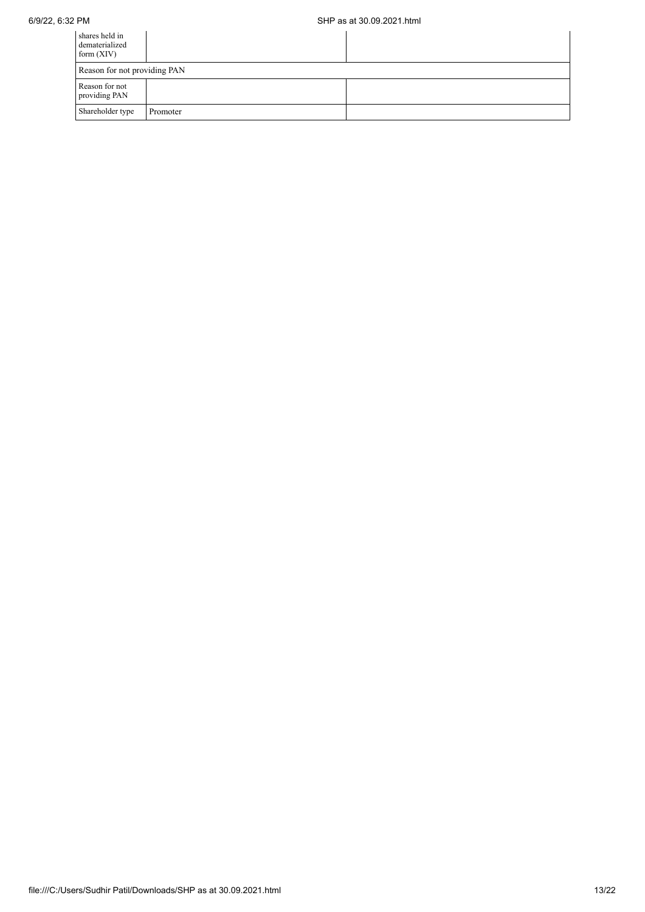| | | |
|---|---|---|
| shares held in dematerialized form (XIV) | | |
| Reason for not providing PAN | | |
| Reason for not providing PAN | | |
| Shareholder type | Promoter | |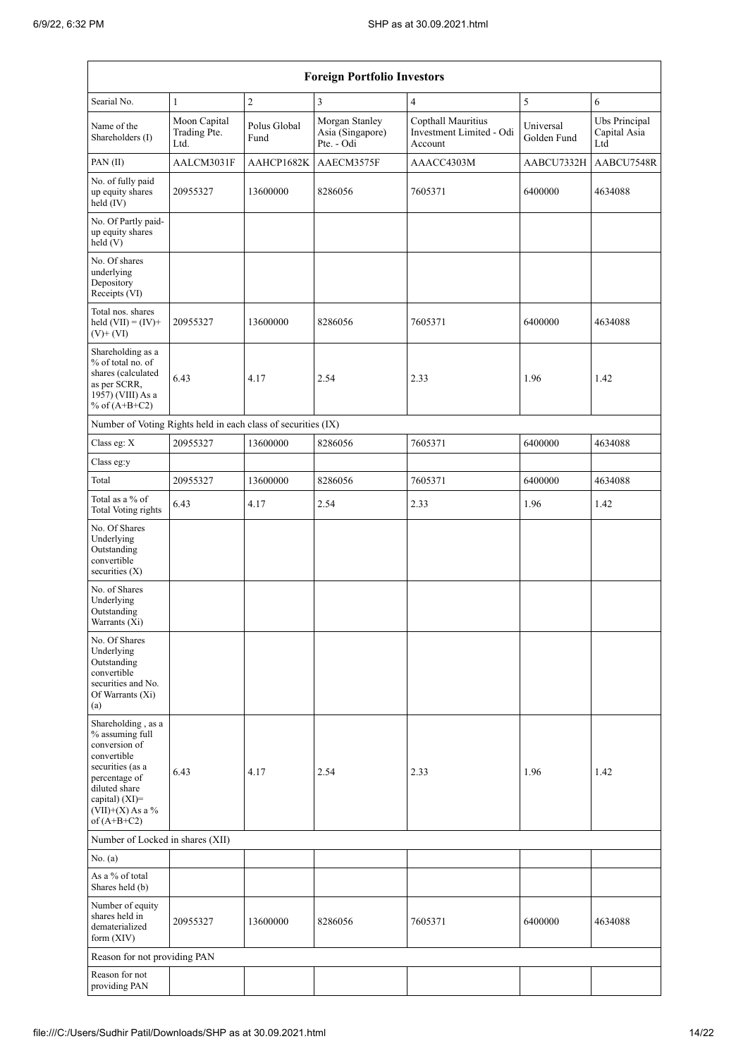| Foreign Portfolio Investors | | | | | | |
|---|---|---|---|---|---|---|
| Searial No. | 1 | 2 | 3 | 4 | 5 | 6 |
| Name of the Shareholders (I) | Moon Capital Trading Pte. Ltd. | Polus Global Fund | Morgan Stanley Asia (Singapore) Pte. - Odi | Copthall Mauritius Investment Limited - Odi Account | Universal Golden Fund | Ubs Principal Capital Asia Ltd |
| PAN (II) | AALCM3031F | AAHCP1682K | AAECM3575F | AAACC4303M | AABCU7332H | AABCU7548R |
| No. of fully paid up equity shares held (IV) | 20955327 | 13600000 | 8286056 | 7605371 | 6400000 | 4634088 |
| No. Of Partly paid-up equity shares held (V) | | | | | | |
| No. Of shares underlying Depository Receipts (VI) | | | | | | |
| Total nos. shares held (VII) = (IV)+ (V)+ (VI) | 20955327 | 13600000 | 8286056 | 7605371 | 6400000 | 4634088 |
| Shareholding as a % of total no. of shares (calculated as per SCRR, 1957) (VIII) As a % of (A+B+C2) | 6.43 | 4.17 | 2.54 | 2.33 | 1.96 | 1.42 |
| Number of Voting Rights held in each class of securities (IX) | | | | | | |
| Class eg: X | 20955327 | 13600000 | 8286056 | 7605371 | 6400000 | 4634088 |
| Class eg:y | | | | | | |
| Total | 20955327 | 13600000 | 8286056 | 7605371 | 6400000 | 4634088 |
| Total as a % of Total Voting rights | 6.43 | 4.17 | 2.54 | 2.33 | 1.96 | 1.42 |
| No. Of Shares Underlying Outstanding convertible securities (X) | | | | | | |
| No. of Shares Underlying Outstanding Warrants (Xi) | | | | | | |
| No. Of Shares Underlying Outstanding convertible securities and No. Of Warrants (Xi) (a) | | | | | | |
| Shareholding , as a % assuming full conversion of convertible securities (as a percentage of diluted share capital) (XI)= (VII)+(X) As a % of (A+B+C2) | 6.43 | 4.17 | 2.54 | 2.33 | 1.96 | 1.42 |
| Number of Locked in shares (XII) | | | | | | |
| No. (a) | | | | | | |
| As a % of total Shares held (b) | | | | | | |
| Number of equity shares held in dematerialized form (XIV) | 20955327 | 13600000 | 8286056 | 7605371 | 6400000 | 4634088 |
| Reason for not providing PAN | | | | | | |
| Reason for not providing PAN | | | | | | |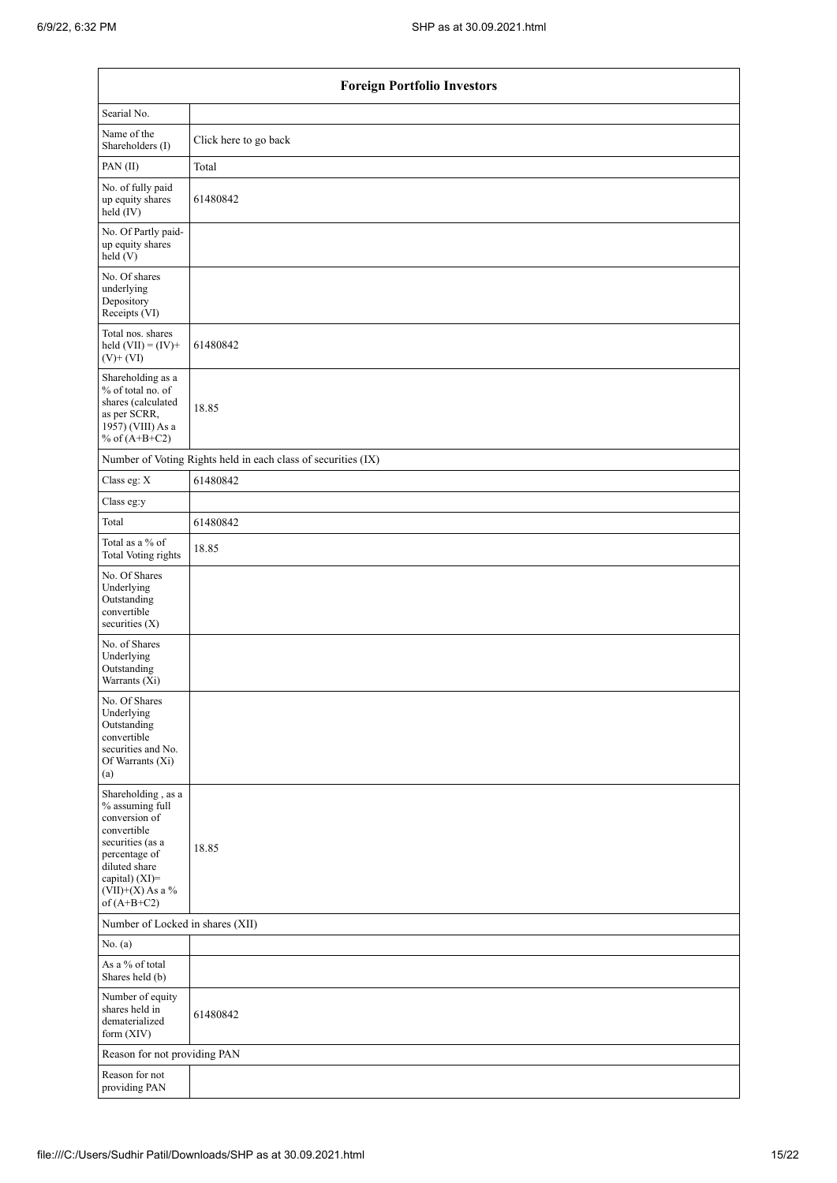| Foreign Portfolio Investors | |
|---|---|
| Searial No. | |
| Name of the Shareholders (I) | Click here to go back |
| PAN (II) | Total |
| No. of fully paid up equity shares held (IV) | 61480842 |
| No. Of Partly paid-up equity shares held (V) | |
| No. Of shares underlying Depository Receipts (VI) | |
| Total nos. shares held (VII) = (IV)+ (V)+ (VI) | 61480842 |
| Shareholding as a % of total no. of shares (calculated as per SCRR, 1957) (VIII) As a % of (A+B+C2) | 18.85 |
| Number of Voting Rights held in each class of securities (IX) | |
| Class eg: X | 61480842 |
| Class eg:y | |
| Total | 61480842 |
| Total as a % of Total Voting rights | 18.85 |
| No. Of Shares Underlying Outstanding convertible securities (X) | |
| No. of Shares Underlying Outstanding Warrants (Xi) | |
| No. Of Shares Underlying Outstanding convertible securities and No. Of Warrants (Xi) (a) | |
| Shareholding , as a % assuming full conversion of convertible securities (as a percentage of diluted share capital) (XI)= (VII)+(X) As a % of (A+B+C2) | 18.85 |
| Number of Locked in shares (XII) | |
| No. (a) | |
| As a % of total Shares held (b) | |
| Number of equity shares held in dematerialized form (XIV) | 61480842 |
| Reason for not providing PAN | |
| Reason for not providing PAN | |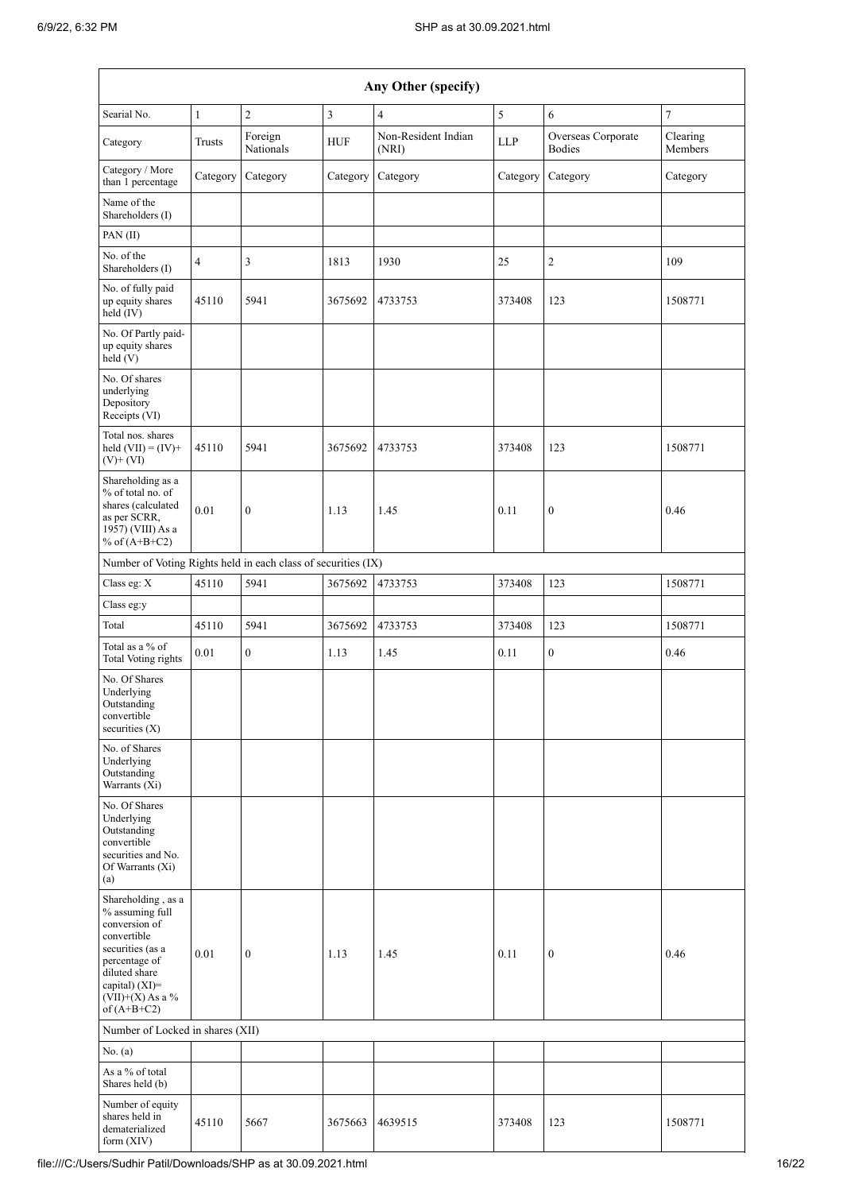| Any Other (specify) | | | | | | | |
|---|---|---|---|---|---|---|---|
| Searial No. | 1 | 2 | 3 | 4 | 5 | 6 | 7 |
| Category | Trusts | Foreign Nationals | HUF | Non-Resident Indian (NRI) | LLP | Overseas Corporate Bodies | Clearing Members |
| Category / More than 1 percentage | Category | Category | Category | Category | Category | Category | Category |
| Name of the Shareholders (I) | | | | | | | |
| PAN (II) | | | | | | | |
| No. of the Shareholders (I) | 4 | 3 | 1813 | 1930 | 25 | 2 | 109 |
| No. of fully paid up equity shares held (IV) | 45110 | 5941 | 3675692 | 4733753 | 373408 | 123 | 1508771 |
| No. Of Partly paid-up equity shares held (V) | | | | | | | |
| No. Of shares underlying Depository Receipts (VI) | | | | | | | |
| Total nos. shares held (VII) = (IV)+ (V)+ (VI) | 45110 | 5941 | 3675692 | 4733753 | 373408 | 123 | 1508771 |
| Shareholding as a % of total no. of shares (calculated as per SCRR, 1957) (VIII) As a % of (A+B+C2) | 0.01 | 0 | 1.13 | 1.45 | 0.11 | 0 | 0.46 |
| Number of Voting Rights held in each class of securities (IX) | | | | | | | |
| Class eg: X | 45110 | 5941 | 3675692 | 4733753 | 373408 | 123 | 1508771 |
| Class eg:y | | | | | | | |
| Total | 45110 | 5941 | 3675692 | 4733753 | 373408 | 123 | 1508771 |
| Total as a % of Total Voting rights | 0.01 | 0 | 1.13 | 1.45 | 0.11 | 0 | 0.46 |
| No. Of Shares Underlying Outstanding convertible securities (X) | | | | | | | |
| No. of Shares Underlying Outstanding Warrants (Xi) | | | | | | | |
| No. Of Shares Underlying Outstanding convertible securities and No. Of Warrants (Xi) (a) | | | | | | | |
| Shareholding , as a % assuming full conversion of convertible securities (as a percentage of diluted share capital) (XI)= (VII)+(X) As a % of (A+B+C2) | 0.01 | 0 | 1.13 | 1.45 | 0.11 | 0 | 0.46 |
| Number of Locked in shares (XII) | | | | | | | |
| No. (a) | | | | | | | |
| As a % of total Shares held (b) | | | | | | | |
| Number of equity shares held in dematerialized form (XIV) | 45110 | 5667 | 3675663 | 4639515 | 373408 | 123 | 1508771 |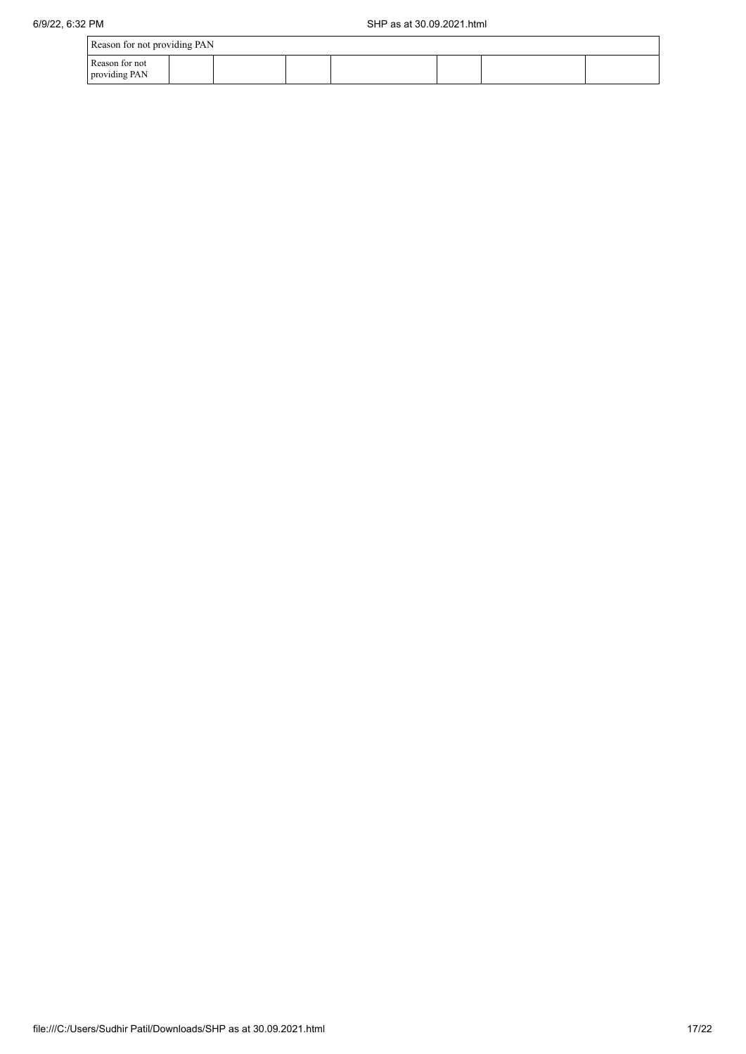| Reason for not providing PAN | | | | | | | |
|---|---|---|---|---|---|---|---|
| Reason for not providing PAN | | | | | | | |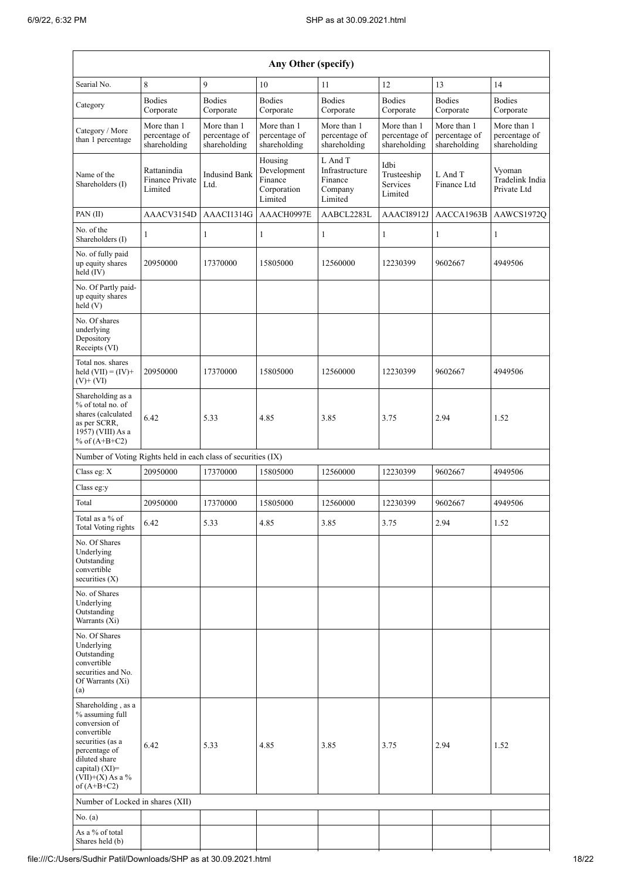| Any Other (specify) | | | | | | | |
|---|---|---|---|---|---|---|---|
| Searial No. | 8 | 9 | 10 | 11 | 12 | 13 | 14 |
| Category | Bodies Corporate | Bodies Corporate | Bodies Corporate | Bodies Corporate | Bodies Corporate | Bodies Corporate | Bodies Corporate |
| Category / More than 1 percentage | More than 1 percentage of shareholding | More than 1 percentage of shareholding | More than 1 percentage of shareholding | More than 1 percentage of shareholding | More than 1 percentage of shareholding | More than 1 percentage of shareholding | More than 1 percentage of shareholding |
| Name of the Shareholders (I) | Rattanindia Finance Private Limited | Indusind Bank Ltd. | Housing Development Finance Corporation Limited | L And T Infrastructure Finance Company Limited | Idbi Trusteeship Services Limited | L And T Finance Ltd | Vyoman Tradelink India Private Ltd |
| PAN (II) | AAACV3154D | AAACI1314G | AAACH0997E | AABCL2283L | AAACI8912J | AACCA1963B | AAWCS1972Q |
| No. of the Shareholders (I) | 1 | 1 | 1 | 1 | 1 | 1 | 1 |
| No. of fully paid up equity shares held (IV) | 20950000 | 17370000 | 15805000 | 12560000 | 12230399 | 9602667 | 4949506 |
| No. Of Partly paid-up equity shares held (V) | | | | | | | |
| No. Of shares underlying Depository Receipts (VI) | | | | | | | |
| Total nos. shares held (VII) = (IV)+ (V)+ (VI) | 20950000 | 17370000 | 15805000 | 12560000 | 12230399 | 9602667 | 4949506 |
| Shareholding as a % of total no. of shares (calculated as per SCRR, 1957) (VIII) As a % of (A+B+C2) | 6.42 | 5.33 | 4.85 | 3.85 | 3.75 | 2.94 | 1.52 |
| Number of Voting Rights held in each class of securities (IX) | | | | | | | |
| Class eg: X | 20950000 | 17370000 | 15805000 | 12560000 | 12230399 | 9602667 | 4949506 |
| Class eg:y | | | | | | | |
| Total | 20950000 | 17370000 | 15805000 | 12560000 | 12230399 | 9602667 | 4949506 |
| Total as a % of Total Voting rights | 6.42 | 5.33 | 4.85 | 3.85 | 3.75 | 2.94 | 1.52 |
| No. Of Shares Underlying Outstanding convertible securities (X) | | | | | | | |
| No. of Shares Underlying Outstanding Warrants (Xi) | | | | | | | |
| No. Of Shares Underlying Outstanding convertible securities and No. Of Warrants (Xi) (a) | | | | | | | |
| Shareholding , as a % assuming full conversion of convertible securities (as a percentage of diluted share capital) (XI)= (VII)+(X) As a % of (A+B+C2) | 6.42 | 5.33 | 4.85 | 3.85 | 3.75 | 2.94 | 1.52 |
| Number of Locked in shares (XII) | | | | | | | |
| No. (a) | | | | | | | |
| As a % of total Shares held (b) | | | | | | | |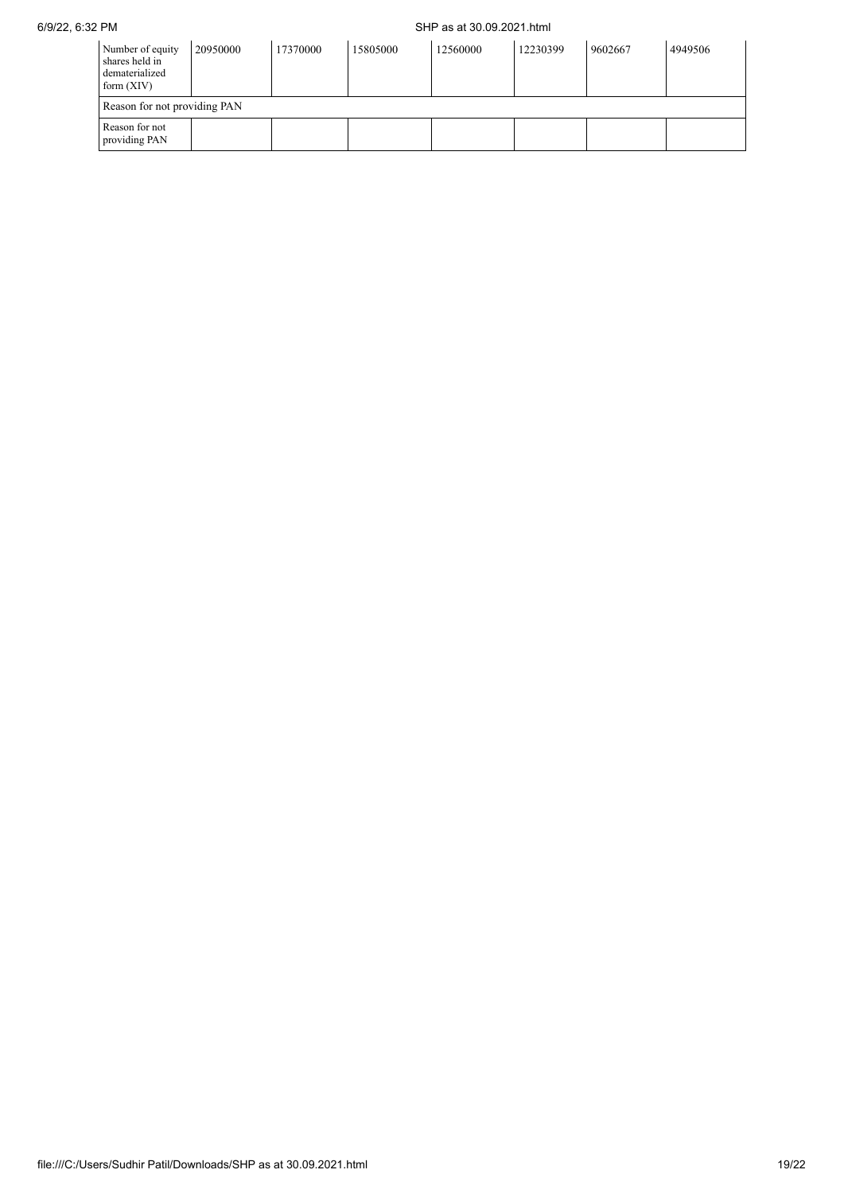| Number of equity shares held in dematerialized form (XIV) | 20950000 | 17370000 | 15805000 | 12560000 | 12230399 | 9602667 | 4949506 |
|---|---|---|---|---|---|---|---|
| Reason for not providing PAN | | | | | | | |
| Reason for not providing PAN | | | | | | | |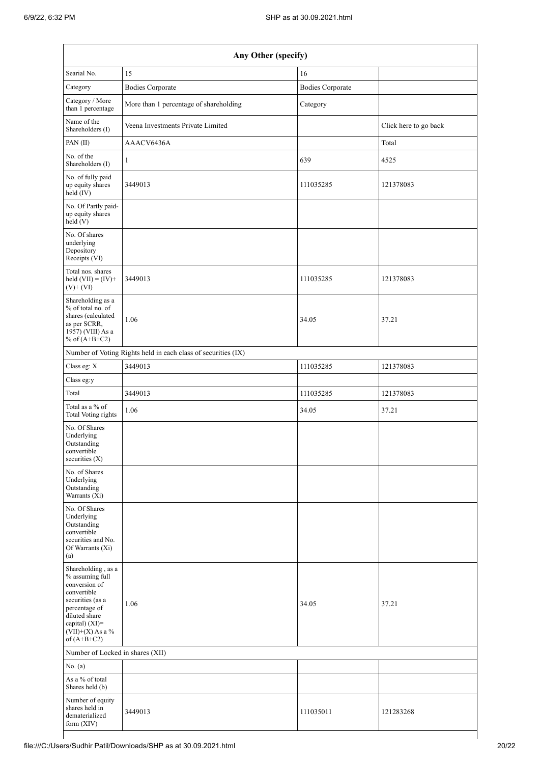| Any Other (specify) | | | |
|---|---|---|---|
| Searial No. | 15 | 16 | |
| Category | Bodies Corporate | Bodies Corporate | |
| Category / More than 1 percentage | More than 1 percentage of shareholding | Category | |
| Name of the Shareholders (I) | Veena Investments Private Limited | | Click here to go back |
| PAN (II) | AAACV6436A | | Total |
| No. of the Shareholders (I) | 1 | 639 | 4525 |
| No. of fully paid up equity shares held (IV) | 3449013 | 111035285 | 121378083 |
| No. Of Partly paid-up equity shares held (V) | | | |
| No. Of shares underlying Depository Receipts (VI) | | | |
| Total nos. shares held (VII) = (IV)+ (V)+ (VI) | 3449013 | 111035285 | 121378083 |
| Shareholding as a % of total no. of shares (calculated as per SCRR, 1957) (VIII) As a % of (A+B+C2) | 1.06 | 34.05 | 37.21 |
| Number of Voting Rights held in each class of securities (IX) | | | |
| Class eg: X | 3449013 | 111035285 | 121378083 |
| Class eg:y | | | |
| Total | 3449013 | 111035285 | 121378083 |
| Total as a % of Total Voting rights | 1.06 | 34.05 | 37.21 |
| No. Of Shares Underlying Outstanding convertible securities (X) | | | |
| No. of Shares Underlying Outstanding Warrants (Xi) | | | |
| No. Of Shares Underlying Outstanding convertible securities and No. Of Warrants (Xi) (a) | | | |
| Shareholding , as a % assuming full conversion of convertible securities (as a percentage of diluted share capital) (XI)= (VII)+(X) As a % of (A+B+C2) | 1.06 | 34.05 | 37.21 |
| Number of Locked in shares (XII) | | | |
| No. (a) | | | |
| As a % of total Shares held (b) | | | |
| Number of equity shares held in dematerialized form (XIV) | 3449013 | 111035011 | 121283268 |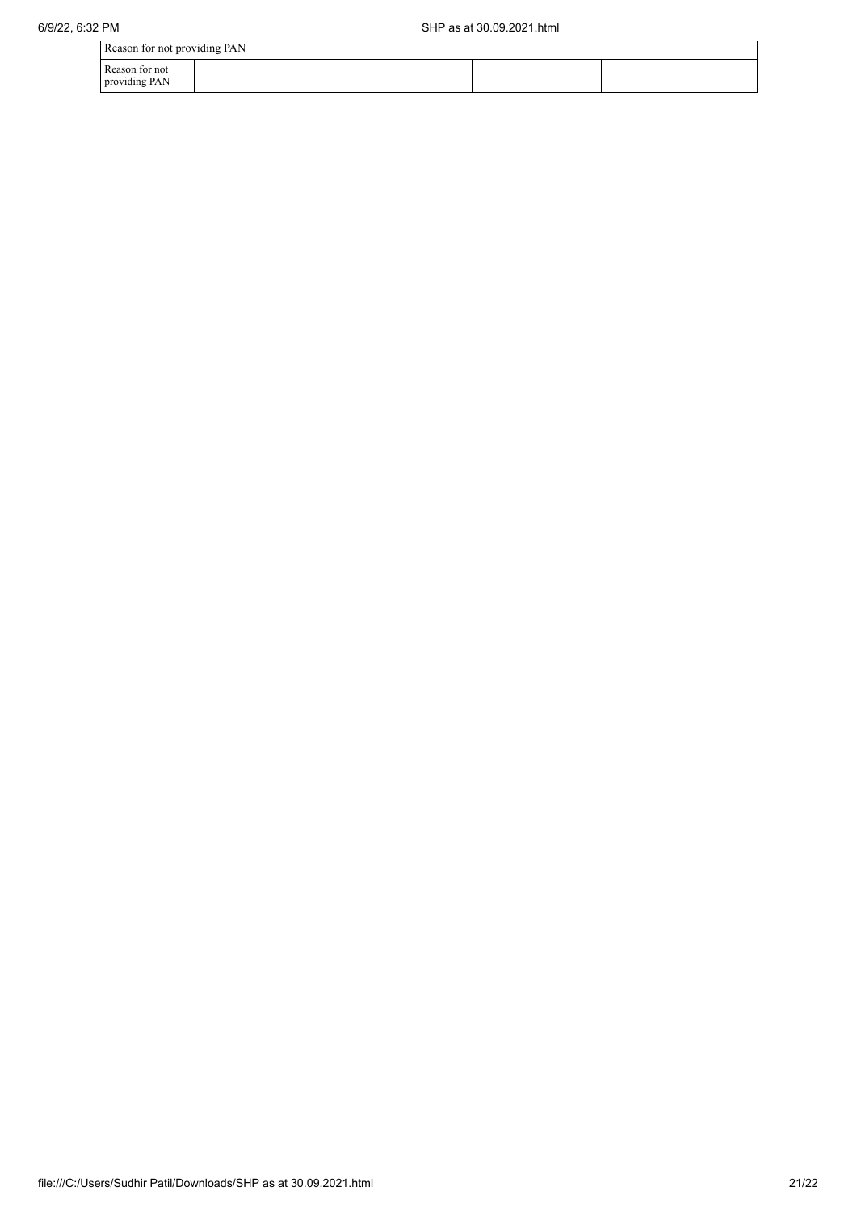| Reason for not providing PAN | | | |
|---|---|---|---|
| Reason for not providing PAN | | | |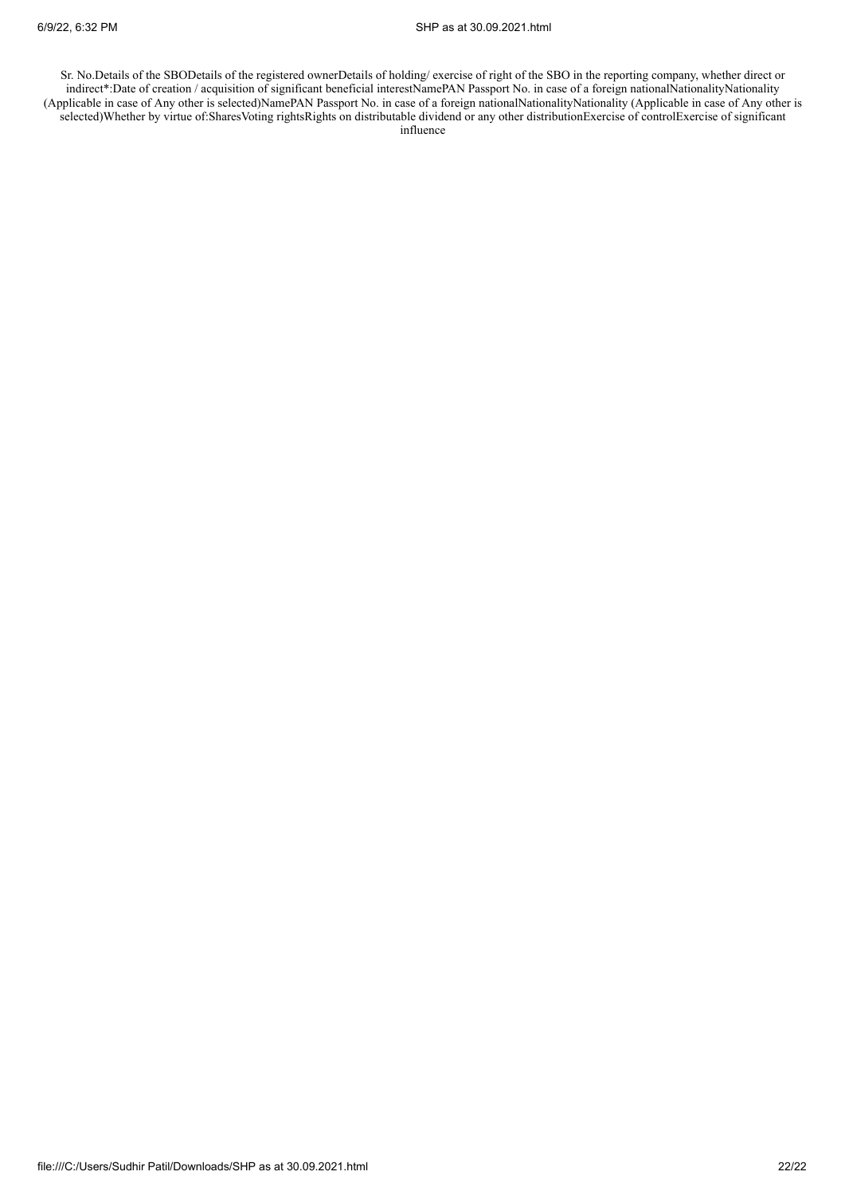Sr. No.Details of the SBODetails of the registered ownerDetails of holding/ exercise of right of the SBO in the reporting company, whether direct or indirect*:Date of creation / acquisition of significant beneficial interestNamePAN Passport No. in case of a foreign nationalNationalityNationality (Applicable in case of Any other is selected)NamePAN Passport No. in case of a foreign nationalNationalityNationality (Applicable in case of Any other is selected)Whether by virtue of:SharesVoting rightsRights on distributable dividend or any other distributionExercise of controlExercise of significant influence